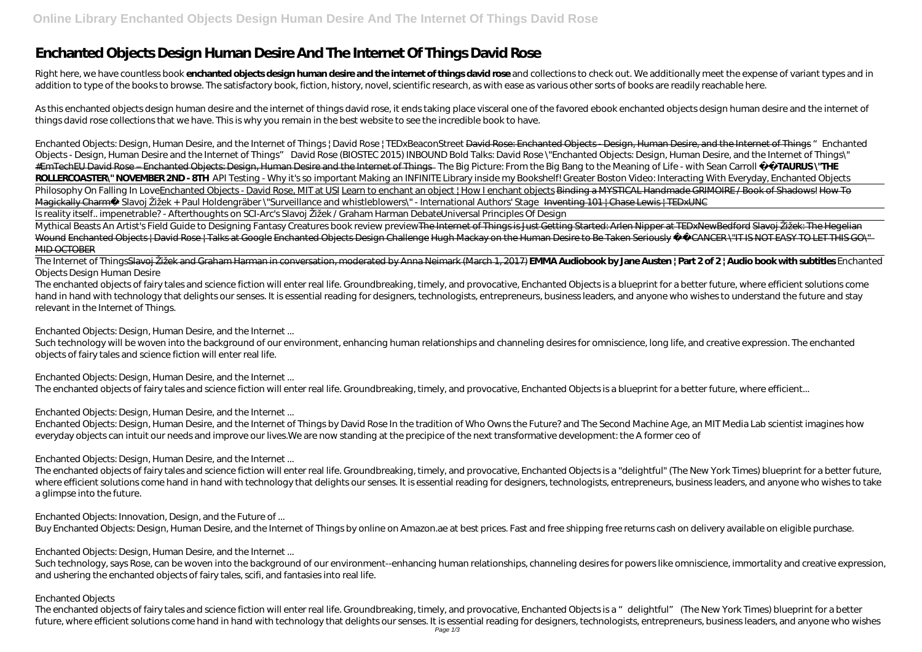# Enchanted Objects Design Human Desire And The Internet Of Things David Rose

Right here, we have countless book **enchanted objects design human desire and the internet of things david rose** and collections to check out. We additionally meet the expense of variant types and in addition to type of the books to browse. The satisfactory book, fiction, history, novel, scientific research, as with ease as various other sorts of books are readily reachable here.

As this enchanted objects design human desire and the internet of things david rose, it ends taking place visceral one of the favored ebook enchanted objects design human desire and the internet of things david rose collections that we have. This is why you remain in the best website to see the incredible book to have.

*Enchanted Objects: Design, Human Desire, and the Internet of Things | David Rose | TEDxBeaconStreet* ~~David Rose: Enchanted Objects - Design, Human Desire, and the Internet of Things~~ *"Enchanted Objects - Design, Human Desire and the Internet of Things" David Rose (BIOSTEC 2015)* *INBOUND Bold Talks: David Rose* *\"Enchanted Objects: Design, Human Desire, and the Internet of Things\"* ~~#EmTechEU David Rose – Enchanted Objects: Design, Human Desire and the Internet of Things~~ *The Big Picture: From the Big Bang to the Meaning of Life - with Sean Carroll* **TAURUS \"THE ROLLERCOASTER\" NOVEMBER 2ND - 8TH** *API Testing - Why it's so important* *Making an INFINITE Library inside my Bookshelf!* *Greater Boston Video: Interacting With Everyday, Enchanted Objects* *Philosophy On Falling In Love*Enchanted Objects - David Rose, MIT at USI Learn to enchant an object | How I enchant objects ~~Binding a MYSTICAL Handmade GRIMOIRE / Book of Shadows!~~ ~~How To Magickally Charm~~ *Slavoj Žižek + Paul Holdengräber \"Surveillance and whistleblowers\" - International Authors' Stage* ~~Inventing 101 | Chase Lewis | TEDxUNC~~

*Is reality itself.. impenetrable? - Afterthoughts on SCI-Arc's Slavoj Žižek / Graham Harman Debate* *Universal Principles Of Design*

*Mythical Beasts An Artist's Field Guide to Designing Fantasy Creatures book review preview* ~~The Internet of Things is Just Getting Started: Arlen Nipper at TEDxNewBedford~~ ~~Slavoj Žižek: The Hegelian Wound~~ ~~Enchanted Objects | David Rose | Talks at Google~~ ~~Enchanted Objects Design Challenge~~ ~~Hugh Mackay on the Human Desire to Be Taken Seriously~~ ~~CANCER \"IT IS NOT EASY TO LET THIS GO\" MID OCTOBER~~

*The Internet of Things*~~Slavoj Žižek and Graham Harman in conversation, moderated by Anna Neimark (March 1, 2017)~~ **EMMA Audiobook by Jane Austen | Part 2 of 2 | Audio book with subtitles** *Enchanted Objects Design Human Desire*

The enchanted objects of fairy tales and science fiction will enter real life. Groundbreaking, timely, and provocative, Enchanted Objects is a blueprint for a better future, where efficient solutions come hand in hand with technology that delights our senses. It is essential reading for designers, technologists, entrepreneurs, business leaders, and anyone who wishes to understand the future and stay relevant in the Internet of Things.

*Enchanted Objects: Design, Human Desire, and the Internet ...*

Such technology will be woven into the background of our environment, enhancing human relationships and channeling desires for omniscience, long life, and creative expression. The enchanted objects of fairy tales and science fiction will enter real life.

*Enchanted Objects: Design, Human Desire, and the Internet ...*

The enchanted objects of fairy tales and science fiction will enter real life. Groundbreaking, timely, and provocative, Enchanted Objects is a blueprint for a better future, where efficient...

*Enchanted Objects: Design, Human Desire, and the Internet ...*

Enchanted Objects: Design, Human Desire, and the Internet of Things by David Rose In the tradition of Who Owns the Future? and The Second Machine Age, an MIT Media Lab scientist imagines how everyday objects can intuit our needs and improve our lives.We are now standing at the precipice of the next transformative development: the A former ceo of

*Enchanted Objects: Design, Human Desire, and the Internet ...*

The enchanted objects of fairy tales and science fiction will enter real life. Groundbreaking, timely, and provocative, Enchanted Objects is a "delightful" (The New York Times) blueprint for a better future, where efficient solutions come hand in hand with technology that delights our senses. It is essential reading for designers, technologists, entrepreneurs, business leaders, and anyone who wishes to take a glimpse into the future.

*Enchanted Objects: Innovation, Design, and the Future of ...*

Buy Enchanted Objects: Design, Human Desire, and the Internet of Things by online on Amazon.ae at best prices. Fast and free shipping free returns cash on delivery available on eligible purchase.

*Enchanted Objects: Design, Human Desire, and the Internet ...*

Such technology, says Rose, can be woven into the background of our environment--enhancing human relationships, channeling desires for powers like omniscience, immortality and creative expression, and ushering the enchanted objects of fairy tales, scifi, and fantasies into real life.

*Enchanted Objects*

The enchanted objects of fairy tales and science fiction will enter real life. Groundbreaking, timely, and provocative, Enchanted Objects is a "delightful" (The New York Times) blueprint for a better future, where efficient solutions come hand in hand with technology that delights our senses. It is essential reading for designers, technologists, entrepreneurs, business leaders, and anyone who wishes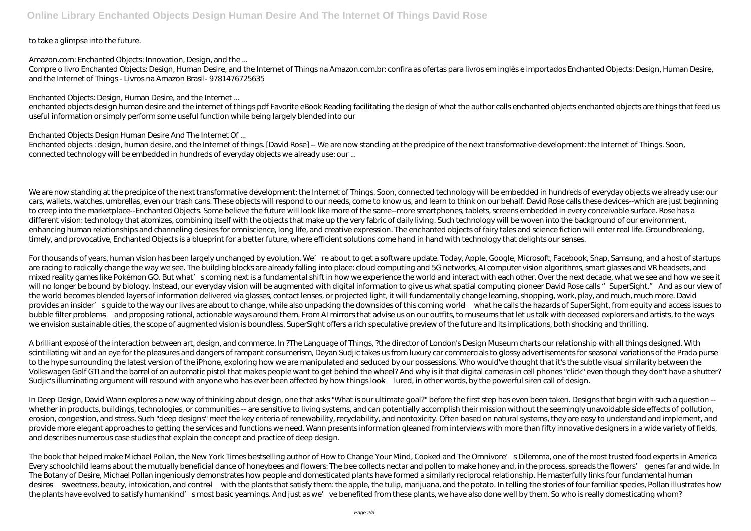to take a glimpse into the future.

Amazon.com: Enchanted Objects: Innovation, Design, and the ...

Compre o livro Enchanted Objects: Design, Human Desire, and the Internet of Things na Amazon.com.br: confira as ofertas para livros em inglês e importados Enchanted Objects: Design, Human Desire, and the Internet of Things - Livros na Amazon Brasil- 9781476725635

Enchanted Objects: Design, Human Desire, and the Internet ...

enchanted objects design human desire and the internet of things pdf Favorite eBook Reading facilitating the design of what the author calls enchanted objects enchanted objects are things that feed us useful information or simply perform some useful function while being largely blended into our

Enchanted Objects Design Human Desire And The Internet Of ...

Enchanted objects : design, human desire, and the Internet of things. [David Rose] -- We are now standing at the precipice of the next transformative development: the Internet of Things. Soon, connected technology will be embedded in hundreds of everyday objects we already use: our ...

We are now standing at the precipice of the next transformative development: the Internet of Things. Soon, connected technology will be embedded in hundreds of everyday objects we already use: our cars, wallets, watches, umbrellas, even our trash cans. These objects will respond to our needs, come to know us, and learn to think on our behalf. David Rose calls these devices--which are just beginning to creep into the marketplace--Enchanted Objects. Some believe the future will look like more of the same--more smartphones, tablets, screens embedded in every conceivable surface. Rose has a different vision: technology that atomizes, combining itself with the objects that make up the very fabric of daily living. Such technology will be woven into the background of our environment, enhancing human relationships and channeling desires for omniscience, long life, and creative expression. The enchanted objects of fairy tales and science fiction will enter real life. Groundbreaking, timely, and provocative, Enchanted Objects is a blueprint for a better future, where efficient solutions come hand in hand with technology that delights our senses.

For thousands of years, human vision has been largely unchanged by evolution. We're about to get a software update. Today, Apple, Google, Microsoft, Facebook, Snap, Samsung, and a host of startups are racing to radically change the way we see. The building blocks are already falling into place: cloud computing and 5G networks, AI computer vision algorithms, smart glasses and VR headsets, and mixed reality games like Pokémon GO. But what's coming next is a fundamental shift in how we experience the world and interact with each other. Over the next decade, what we see and how we see it will no longer be bound by biology. Instead, our everyday vision will be augmented with digital information to give us what spatial computing pioneer David Rose calls "SuperSight." And as our view of the world becomes blended layers of information delivered via glasses, contact lenses, or projected light, it will fundamentally change learning, shopping, work, play, and much, much more. David provides an insider's guide to the way our lives are about to change, while also unpacking the downsides of this coming world—what he calls the hazards of SuperSight, from equity and access issues to bubble filter problems—and proposing rational, actionable ways around them. From AI mirrors that advise us on our outfits, to museums that let us talk with deceased explorers and artists, to the ways we envision sustainable cities, the scope of augmented vision is boundless. SuperSight offers a rich speculative preview of the future and its implications, both shocking and thrilling.

A brilliant exposé of the interaction between art, design, and commerce. In ?The Language of Things, ?the director of London's Design Museum charts our relationship with all things designed. With scintillating wit and an eye for the pleasures and dangers of rampant consumerism, Deyan Sudjic takes us from luxury car commercials to glossy advertisements for seasonal variations of the Prada purse to the hype surrounding the latest version of the iPhone, exploring how we are manipulated and seduced by our possessions. Who would've thought that it's the subtle visual similarity between the Volkswagen Golf GTI and the barrel of an automatic pistol that makes people want to get behind the wheel? And why is it that digital cameras in cell phones "click" even though they don't have a shutter? Sudjic's illuminating argument will resound with anyone who has ever been affected by how things look—lured, in other words, by the powerful siren call of design.

In Deep Design, David Wann explores a new way of thinking about design, one that asks "What is our ultimate goal?" before the first step has even been taken. Designs that begin with such a question -- whether in products, buildings, technologies, or communities -- are sensitive to living systems, and can potentially accomplish their mission without the seemingly unavoidable side effects of pollution, erosion, congestion, and stress. Such "deep designs" meet the key criteria of renewability, recyclability, and nontoxicity. Often based on natural systems, they are easy to understand and implement, and provide more elegant approaches to getting the services and functions we need. Wann presents information gleaned from interviews with more than fifty innovative designers in a wide variety of fields, and describes numerous case studies that explain the concept and practice of deep design.

The book that helped make Michael Pollan, the New York Times bestselling author of How to Change Your Mind, Cooked and The Omnivore's Dilemma, one of the most trusted food experts in America Every schoolchild learns about the mutually beneficial dance of honeybees and flowers: The bee collects nectar and pollen to make honey and, in the process, spreads the flowers' genes far and wide. In The Botany of Desire, Michael Pollan ingeniously demonstrates how people and domesticated plants have formed a similarly reciprocal relationship. He masterfully links four fundamental human desires—sweetness, beauty, intoxication, and control—with the plants that satisfy them: the apple, the tulip, marijuana, and the potato. In telling the stories of four familiar species, Pollan illustrates how the plants have evolved to satisfy humankind's most basic yearnings. And just as we've benefited from these plants, we have also done well by them. So who is really domesticating whom?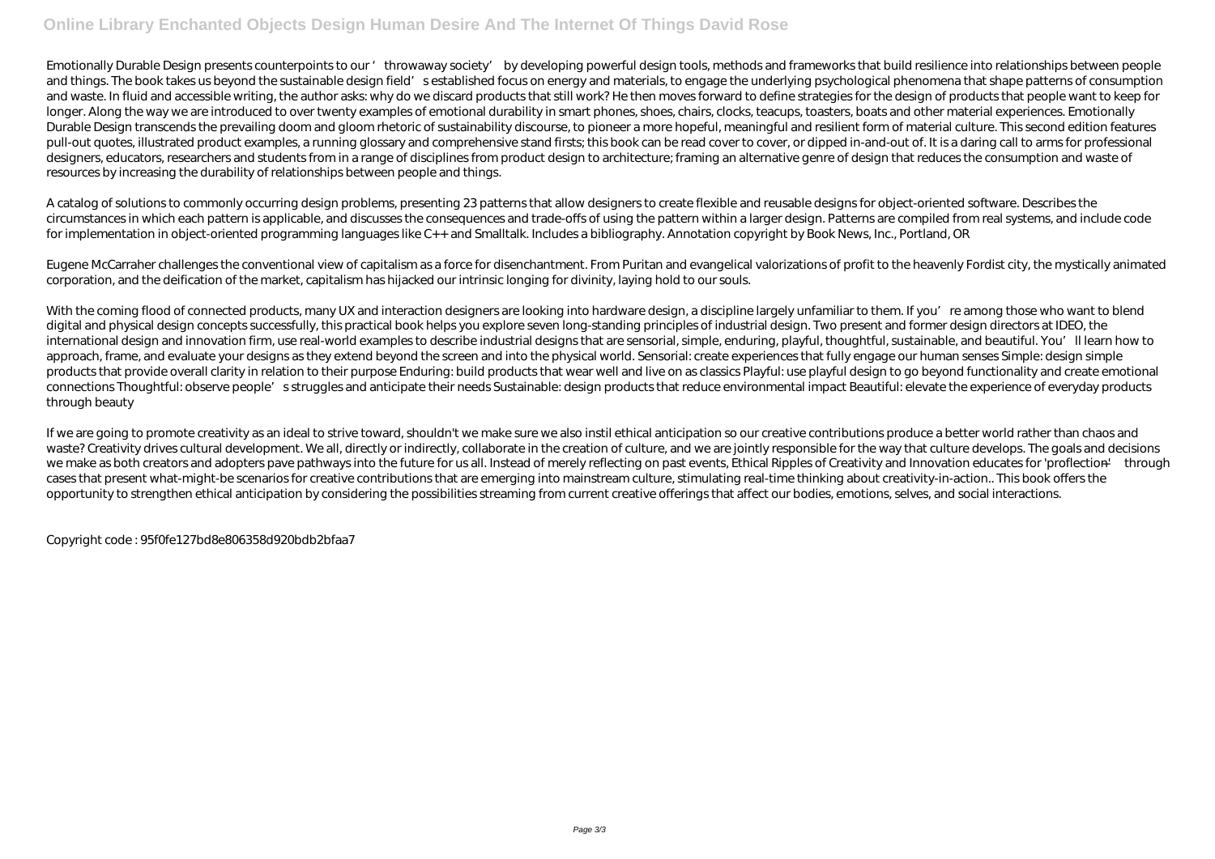Emotionally Durable Design presents counterpoints to our 'throwaway society' by developing powerful design tools, methods and frameworks that build resilience into relationships between people and things. The book takes us beyond the sustainable design field's established focus on energy and materials, to engage the underlying psychological phenomena that shape patterns of consumption and waste. In fluid and accessible writing, the author asks: why do we discard products that still work? He then moves forward to define strategies for the design of products that people want to keep for longer. Along the way we are introduced to over twenty examples of emotional durability in smart phones, shoes, chairs, clocks, teacups, toasters, boats and other material experiences. Emotionally Durable Design transcends the prevailing doom and gloom rhetoric of sustainability discourse, to pioneer a more hopeful, meaningful and resilient form of material culture. This second edition features pull-out quotes, illustrated product examples, a running glossary and comprehensive stand firsts; this book can be read cover to cover, or dipped in-and-out of. It is a daring call to arms for professional designers, educators, researchers and students from in a range of disciplines from product design to architecture; framing an alternative genre of design that reduces the consumption and waste of resources by increasing the durability of relationships between people and things.

A catalog of solutions to commonly occurring design problems, presenting 23 patterns that allow designers to create flexible and reusable designs for object-oriented software. Describes the circumstances in which each pattern is applicable, and discusses the consequences and trade-offs of using the pattern within a larger design. Patterns are compiled from real systems, and include code for implementation in object-oriented programming languages like C++ and Smalltalk. Includes a bibliography. Annotation copyright by Book News, Inc., Portland, OR

Eugene McCarraher challenges the conventional view of capitalism as a force for disenchantment. From Puritan and evangelical valorizations of profit to the heavenly Fordist city, the mystically animated corporation, and the deification of the market, capitalism has hijacked our intrinsic longing for divinity, laying hold to our souls.

With the coming flood of connected products, many UX and interaction designers are looking into hardware design, a discipline largely unfamiliar to them. If you're among those who want to blend digital and physical design concepts successfully, this practical book helps you explore seven long-standing principles of industrial design. Two present and former design directors at IDEO, the international design and innovation firm, use real-world examples to describe industrial designs that are sensorial, simple, enduring, playful, thoughtful, sustainable, and beautiful. You'll learn how to approach, frame, and evaluate your designs as they extend beyond the screen and into the physical world. Sensorial: create experiences that fully engage our human senses Simple: design simple products that provide overall clarity in relation to their purpose Enduring: build products that wear well and live on as classics Playful: use playful design to go beyond functionality and create emotional connections Thoughtful: observe people's struggles and anticipate their needs Sustainable: design products that reduce environmental impact Beautiful: elevate the experience of everyday products through beauty

If we are going to promote creativity as an ideal to strive toward, shouldn't we make sure we also instil ethical anticipation so our creative contributions produce a better world rather than chaos and waste? Creativity drives cultural development. We all, directly or indirectly, collaborate in the creation of culture, and we are jointly responsible for the way that culture develops. The goals and decisions we make as both creators and adopters pave pathways into the future for us all. Instead of merely reflecting on past events, Ethical Ripples of Creativity and Innovation educates for 'proflection'—through cases that present what-might-be scenarios for creative contributions that are emerging into mainstream culture, stimulating real-time thinking about creativity-in-action.. This book offers the opportunity to strengthen ethical anticipation by considering the possibilities streaming from current creative offerings that affect our bodies, emotions, selves, and social interactions.

Copyright code : 95f0fe127bd8e806358d920bdb2bfaa7